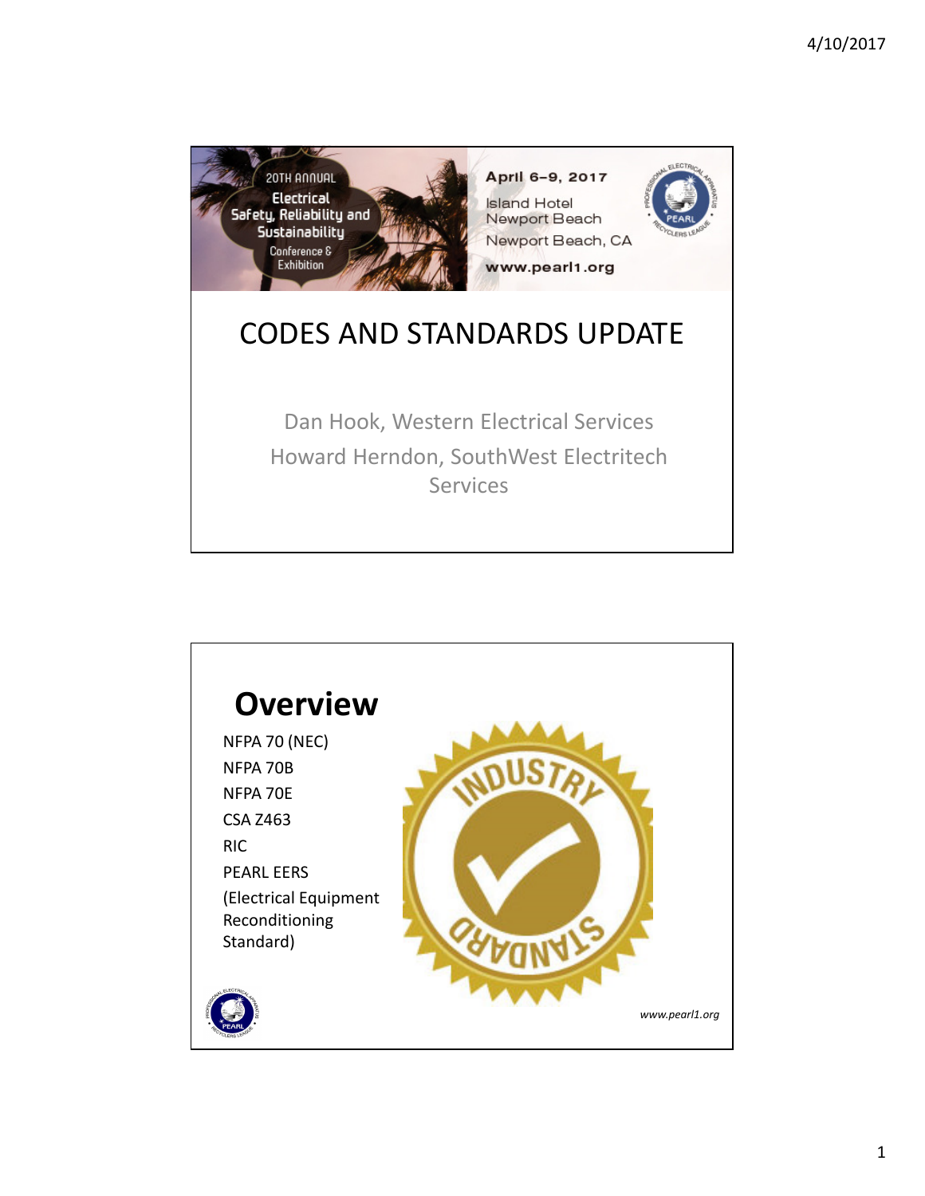20TH ANNUAL
Electrical Safety, Reliability and Sustainability
Conference & Exhibition

April 6–9, 2017
Island Hotel Newport Beach
Newport Beach, CA
www.pearl1.org

# CODES AND STANDARDS UPDATE

Dan Hook, Western Electrical Services

Howard Herndon, SouthWest Electritech Services

# Overview

NFPA 70 (NEC)
NFPA 70B
NFPA 70E
CSA Z463
RIC
PEARL EERS
(Electrical Equipment Reconditioning Standard)

*www.pearl1.org*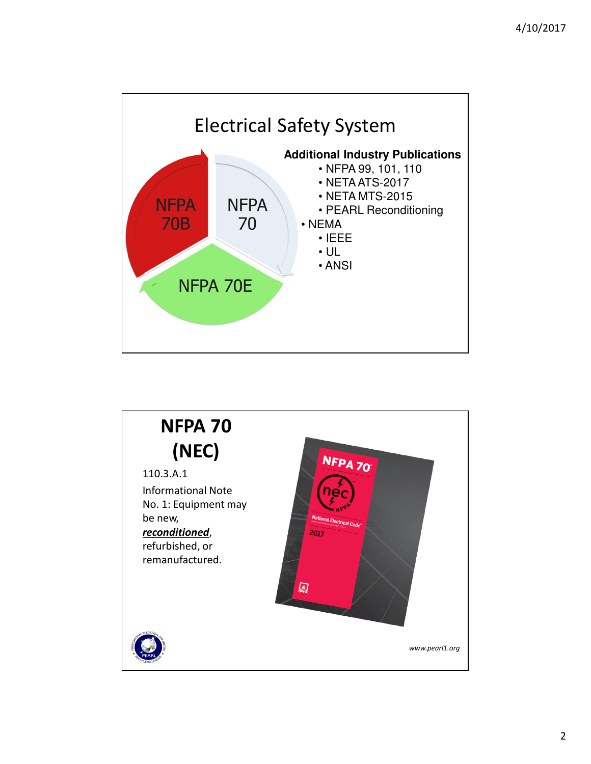# Electrical Safety System

NFPA 70B

NFPA 70

NFPA 70E

**Additional Industry Publications**

- NFPA 99, 101, 110
- NETA ATS-2017
- NETA MTS-2015
- PEARL Reconditioning
- NEMA
- IEEE
- UL
- ANSI

# NFPA 70 (NEC)

110.3.A.1

Informational Note No. 1: Equipment may be new, ***reconditioned***, refurbished, or remanufactured.

*www.pearl1.org*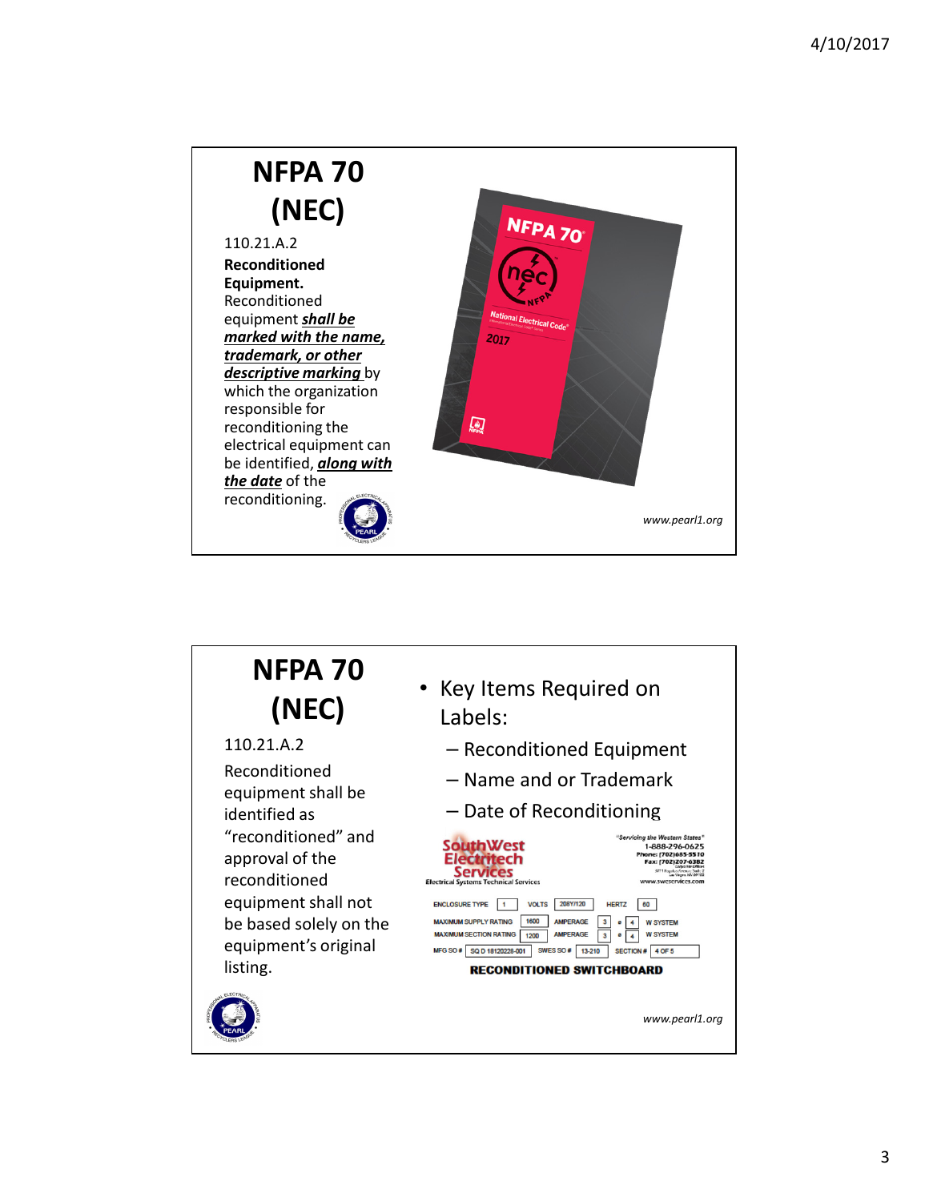# NFPA 70 (NEC)

110.21.A.2

**Reconditioned Equipment.** Reconditioned equipment ***shall be marked with the name, trademark, or other descriptive marking*** by which the organization responsible for reconditioning the electrical equipment can be identified, ***along with the date*** of the reconditioning.

*www.pearl1.org*

# NFPA 70 (NEC)

110.21.A.2

Reconditioned equipment shall be identified as "reconditioned" and approval of the reconditioned equipment shall not be based solely on the equipment's original listing.

- Key Items Required on Labels:
  - Reconditioned Equipment
  - Name and or Trademark
  - Date of Reconditioning

SouthWest Electritech Services
Electrical Systems Technical Services

"Servicing the Western States"
1-888-296-0625
Phone: (702)685-5510
Fax: (702)207-6382
www.swescervices.com

| ENCLOSURE TYPE | 1 | VOLTS | 208Y/120 | HERTZ | 60 | | |
|---|---|---|---|---|---|---|---|
| MAXIMUM SUPPLY RATING | 1600 | AMPERAGE | 3 | ø | 4 | W SYSTEM | |
| MAXIMUM SECTION RATING | 1200 | AMPERAGE | 3 | ø | 4 | W SYSTEM | |
| MFG SO # | SQ D 18120228-001 | SWES SO # | 13-210 | SECTION # | 4 OF 5 | | |

**RECONDITIONED SWITCHBOARD**

*www.pearl1.org*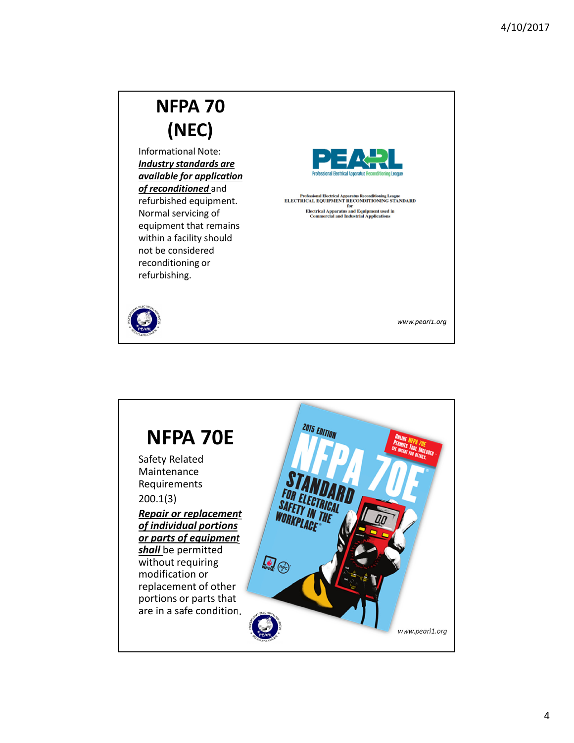# NFPA 70 (NEC)

Informational Note: ***Industry standards are available for application of reconditioned*** and refurbished equipment. Normal servicing of equipment that remains within a facility should not be considered reconditioning or refurbishing.

PEARL
Professional Electrical Apparatus Reconditioning League

Professional Electrical Apparatus Reconditioning League
ELECTRICAL EQUIPMENT RECONDITIONING STANDARD
for
Electrical Apparatus and Equipment used in
Commercial and Industrial Applications

www.pearl1.org

# NFPA 70E

Safety Related Maintenance Requirements

200.1(3)

***Repair or replacement of individual portions or parts of equipment shall*** be permitted without requiring modification or replacement of other portions or parts that are in a safe condition.

www.pearl1.org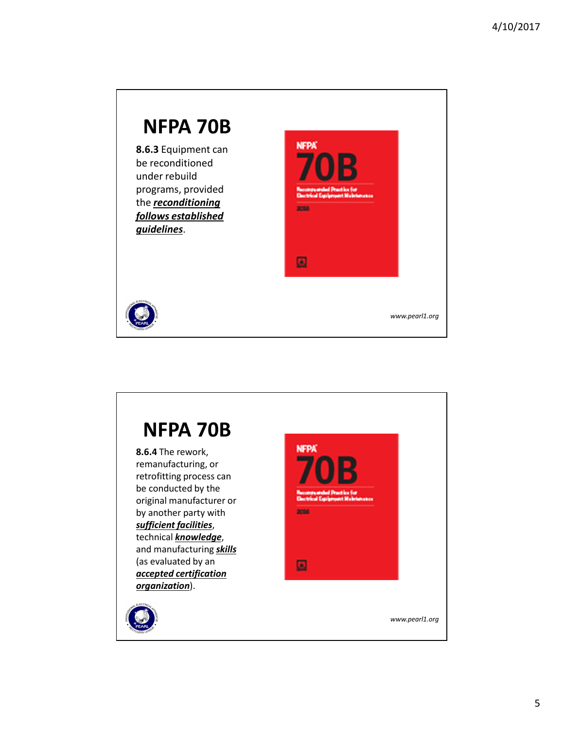## NFPA 70B

**8.6.3** Equipment can be reconditioned under rebuild programs, provided the ***reconditioning follows established guidelines***.

www.pearl1.org

## NFPA 70B

**8.6.4** The rework, remanufacturing, or retrofitting process can be conducted by the original manufacturer or by another party with ***sufficient facilities***, technical ***knowledge***, and manufacturing ***skills*** (as evaluated by an ***accepted certification organization***).

www.pearl1.org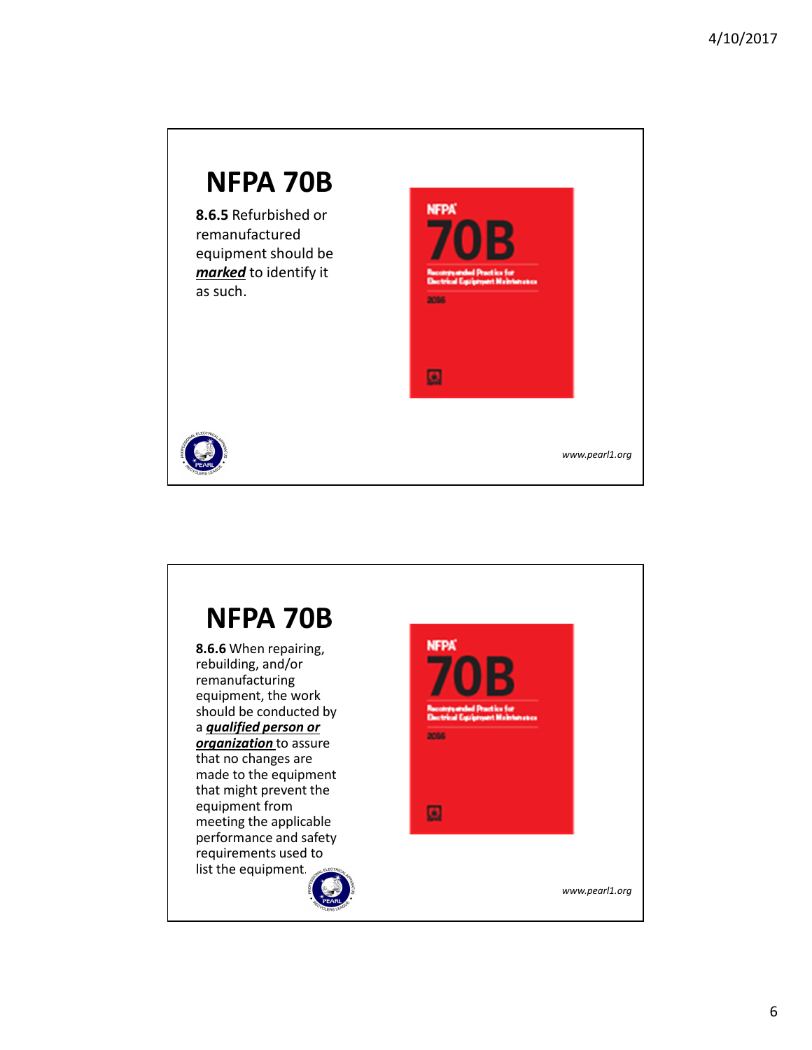# NFPA 70B

**8.6.5** Refurbished or remanufactured equipment should be ***marked*** to identify it as such.

# NFPA 70B

**8.6.6** When repairing, rebuilding, and/or remanufacturing equipment, the work should be conducted by a ***qualified person or organization*** to assure that no changes are made to the equipment that might prevent the equipment from meeting the applicable performance and safety requirements used to list the equipment.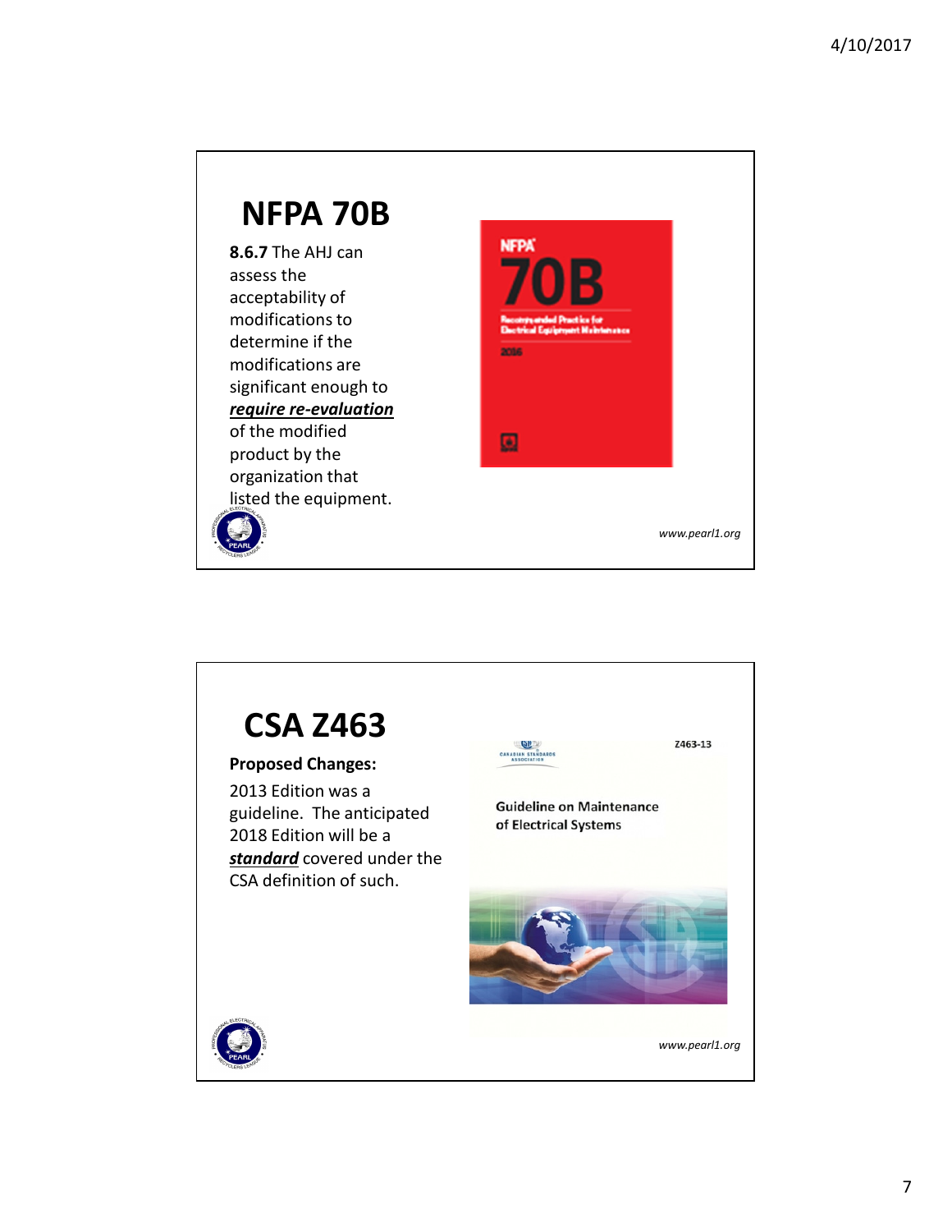# NFPA 70B

**8.6.7** The AHJ can assess the acceptability of modifications to determine if the modifications are significant enough to ***require re-evaluation*** of the modified product by the organization that listed the equipment.

www.pearl1.org

# CSA Z463

**Proposed Changes:**

2013 Edition was a guideline. The anticipated 2018 Edition will be a ***standard*** covered under the CSA definition of such.

www.pearl1.org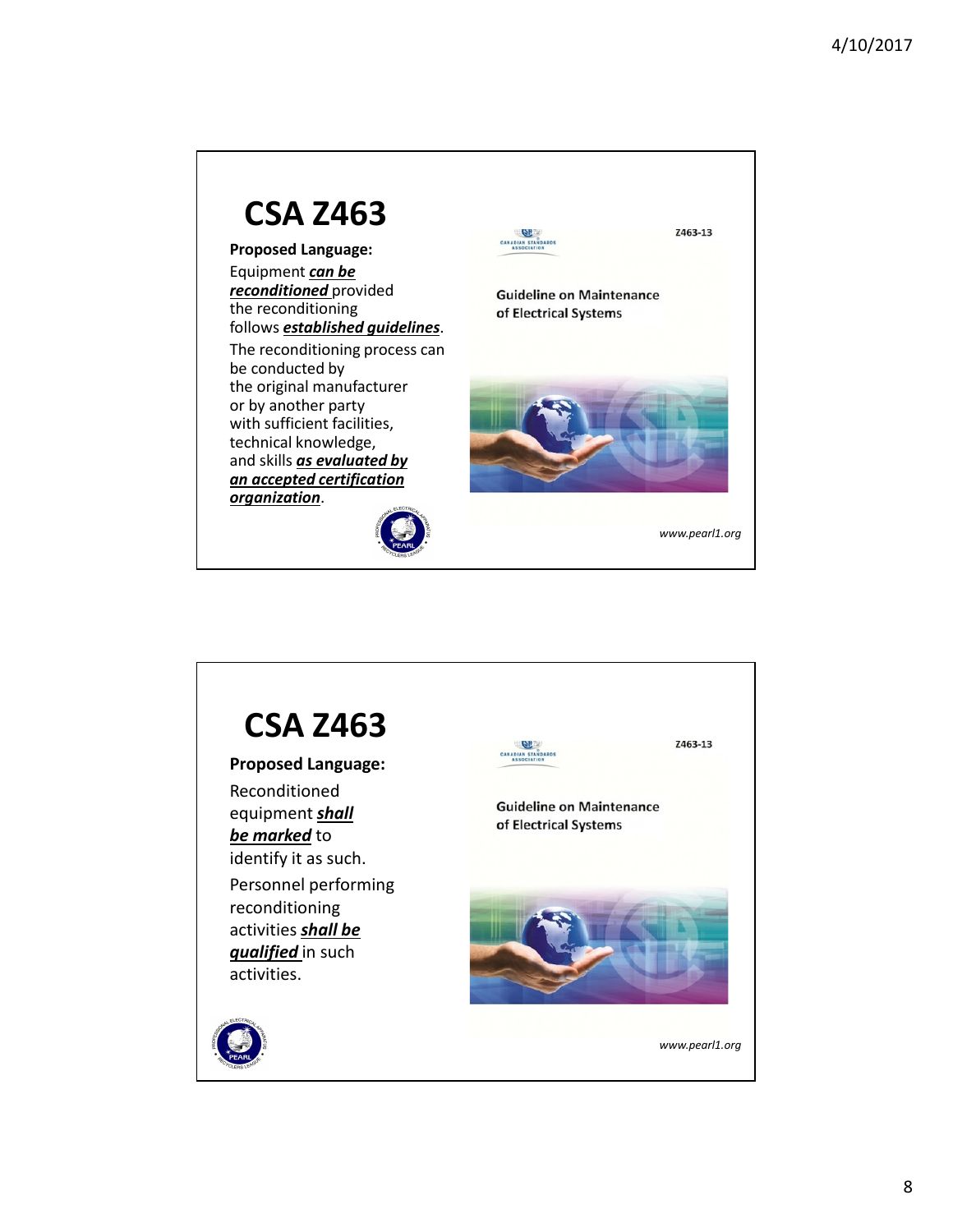# CSA Z463

**Proposed Language:**

Equipment ***can be reconditioned*** provided the reconditioning follows ***established guidelines***.

The reconditioning process can be conducted by the original manufacturer or by another party with sufficient facilities, technical knowledge, and skills ***as evaluated by an accepted certification organization***.

Z463-13

Guideline on Maintenance of Electrical Systems

*www.pearl1.org*

# CSA Z463

**Proposed Language:**

Reconditioned equipment ***shall be marked*** to identify it as such.

Personnel performing reconditioning activities ***shall be qualified*** in such activities.

Z463-13

Guideline on Maintenance of Electrical Systems

*www.pearl1.org*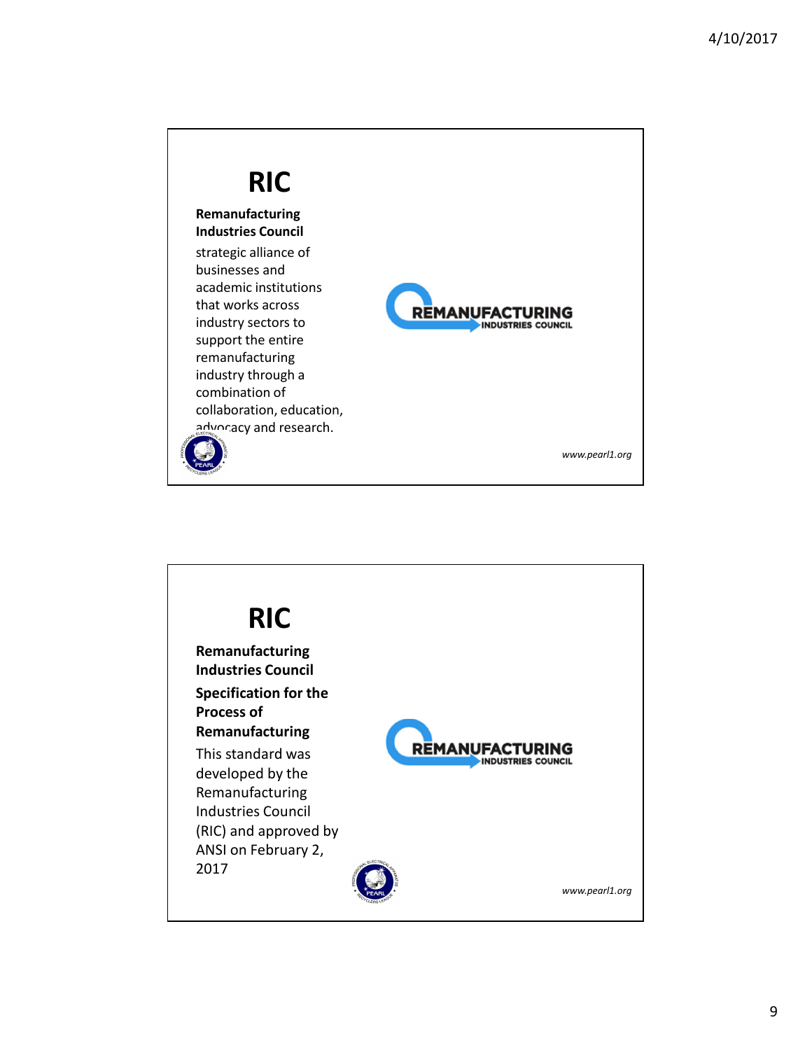# RIC

**Remanufacturing Industries Council**

strategic alliance of businesses and academic institutions that works across industry sectors to support the entire remanufacturing industry through a combination of collaboration, education, advocacy and research.

REMANUFACTURING INDUSTRIES COUNCIL

*www.pearl1.org*

# RIC

**Remanufacturing Industries Council**

**Specification for the Process of Remanufacturing**

This standard was developed by the Remanufacturing Industries Council (RIC) and approved by ANSI on February 2, 2017

REMANUFACTURING INDUSTRIES COUNCIL

*www.pearl1.org*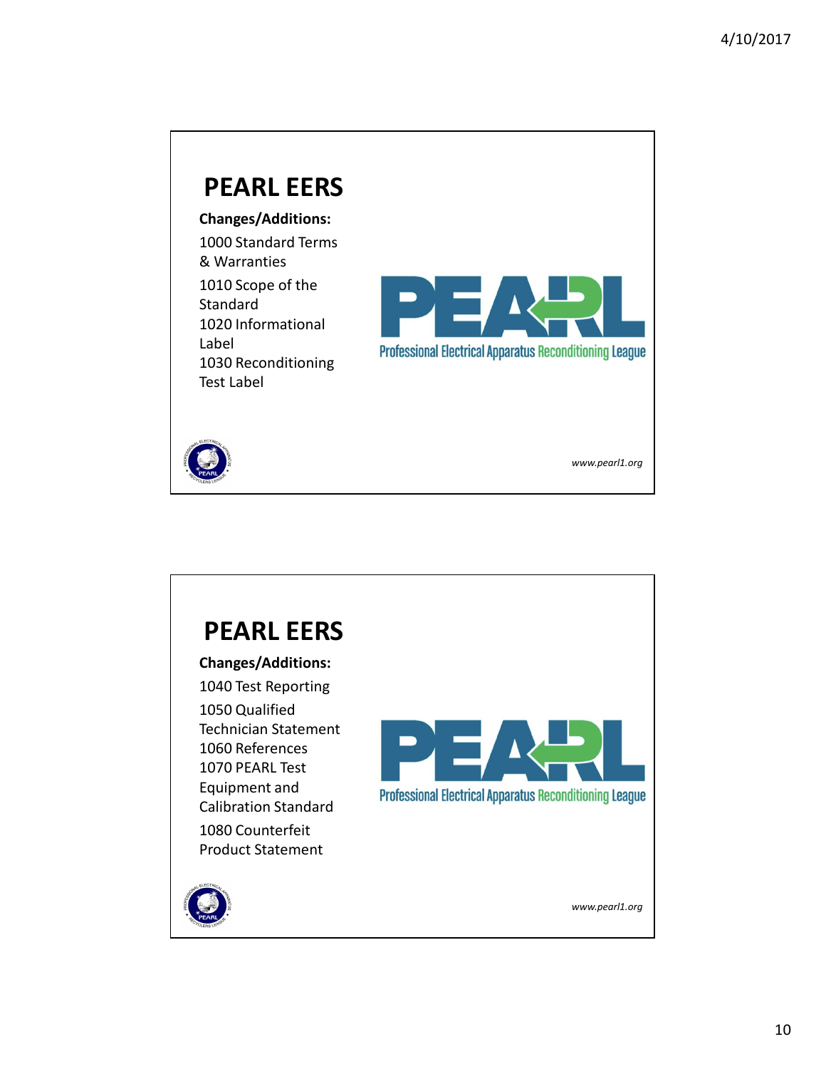# PEARL EERS

**Changes/Additions:**

1000 Standard Terms & Warranties

1010 Scope of the Standard

1020 Informational Label

1030 Reconditioning Test Label

Professional Electrical Apparatus Reconditioning League

*www.pearl1.org*

# PEARL EERS

**Changes/Additions:**

1040 Test Reporting

1050 Qualified Technician Statement

1060 References

1070 PEARL Test Equipment and Calibration Standard

1080 Counterfeit Product Statement

Professional Electrical Apparatus Reconditioning League

*www.pearl1.org*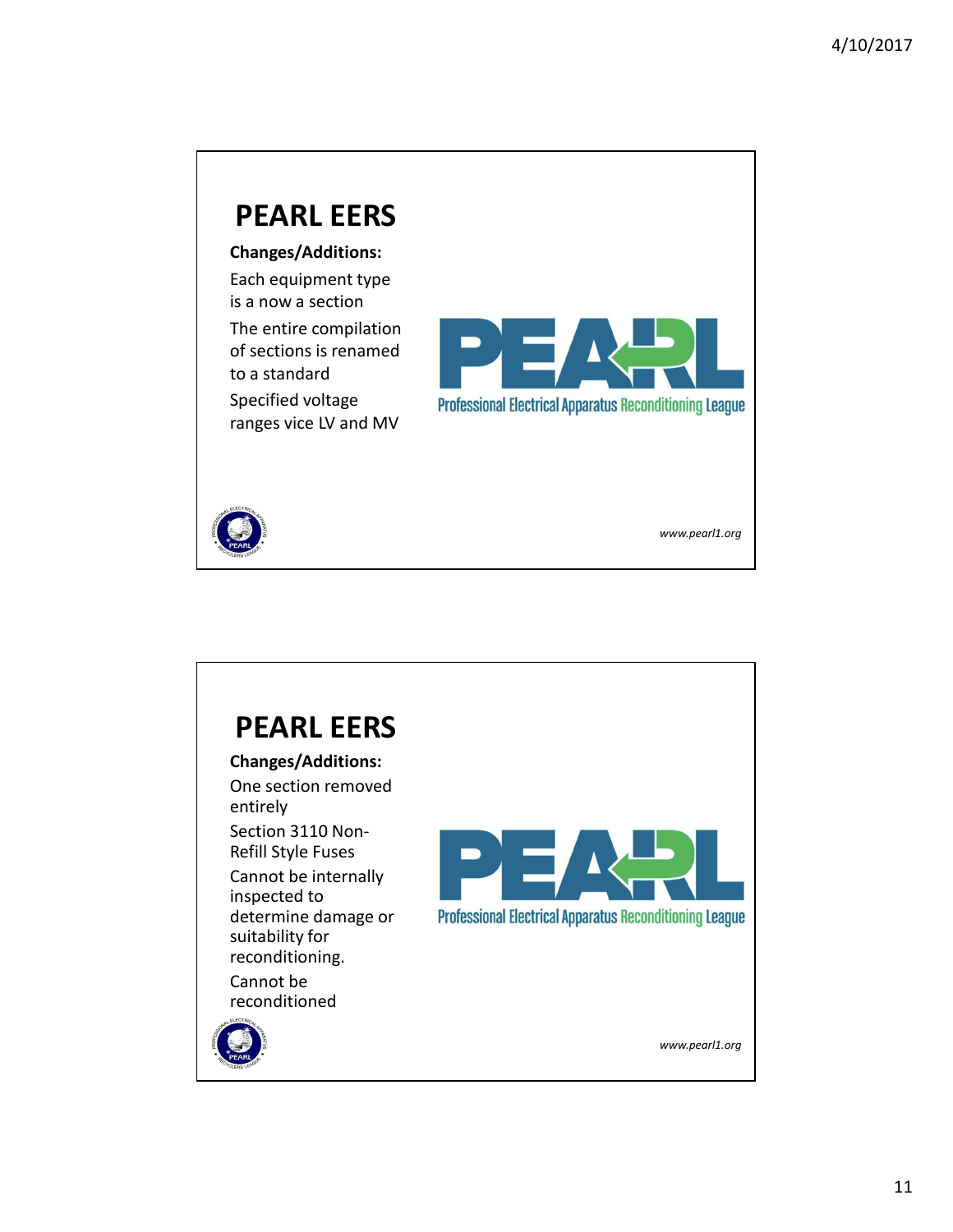## PEARL EERS

**Changes/Additions:**

Each equipment type is a now a section

The entire compilation of sections is renamed to a standard

Specified voltage ranges vice LV and MV

Professional Electrical Apparatus Reconditioning League

*www.pearl1.org*

## PEARL EERS

**Changes/Additions:**

One section removed entirely

Section 3110 Non-Refill Style Fuses

Cannot be internally inspected to determine damage or suitability for reconditioning.

Cannot be reconditioned

Professional Electrical Apparatus Reconditioning League

*www.pearl1.org*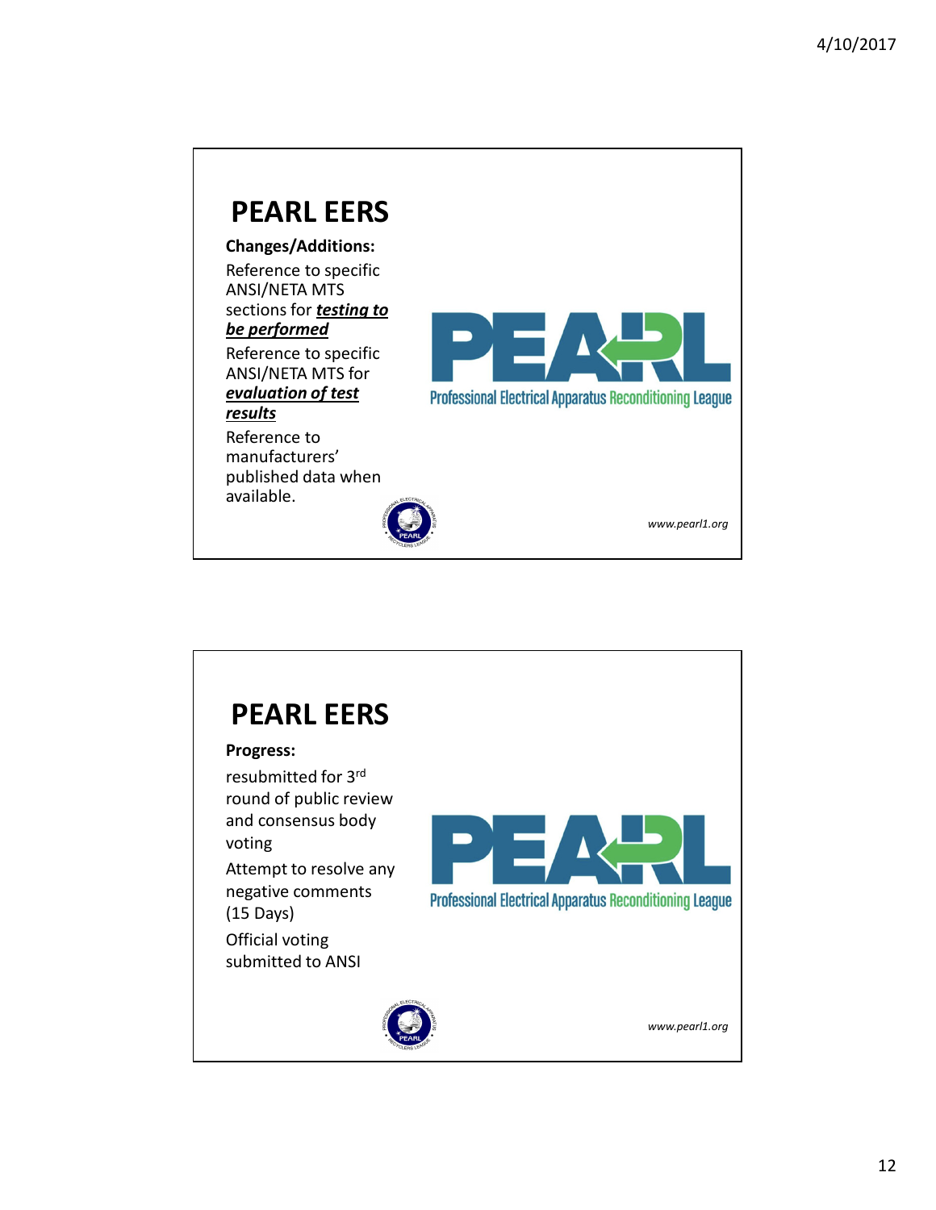# PEARL EERS

**Changes/Additions:**

Reference to specific ANSI/NETA MTS sections for ***testing to be performed***

Reference to specific ANSI/NETA MTS for ***evaluation of test results***

Reference to manufacturers' published data when available.

PEARL
Professional Electrical Apparatus Reconditioning League

*www.pearl1.org*

# PEARL EERS

**Progress:**

resubmitted for 3rd round of public review and consensus body voting

Attempt to resolve any negative comments (15 Days)

Official voting submitted to ANSI

PEARL
Professional Electrical Apparatus Reconditioning League

*www.pearl1.org*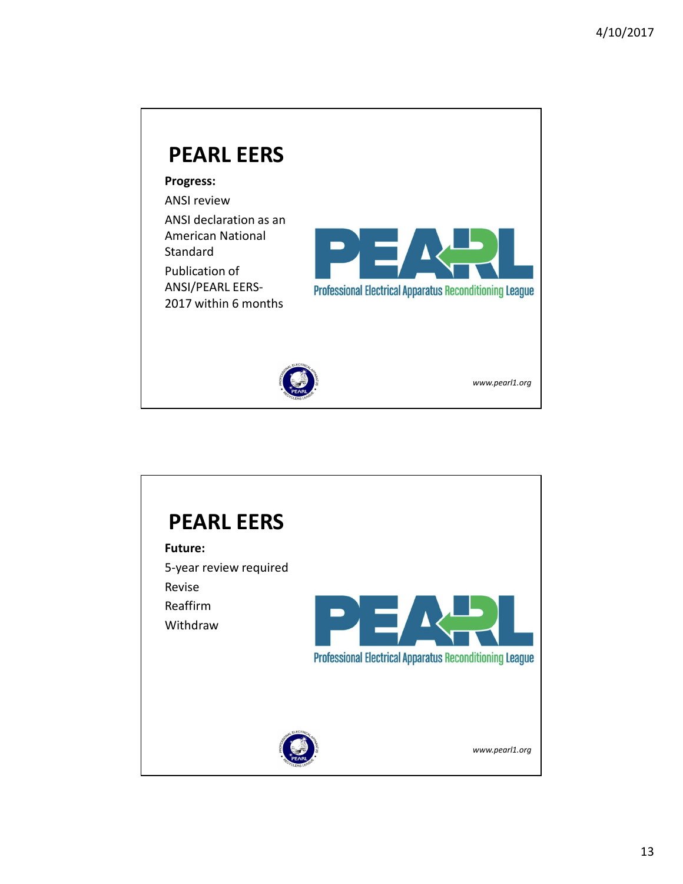## PEARL EERS

**Progress:**

ANSI review

ANSI declaration as an American National Standard

Publication of ANSI/PEARL EERS-2017 within 6 months

PEARL

Professional Electrical Apparatus Reconditioning League

*www.pearl1.org*

## PEARL EERS

**Future:**

5-year review required

Revise

Reaffirm

Withdraw

PEARL

Professional Electrical Apparatus Reconditioning League

*www.pearl1.org*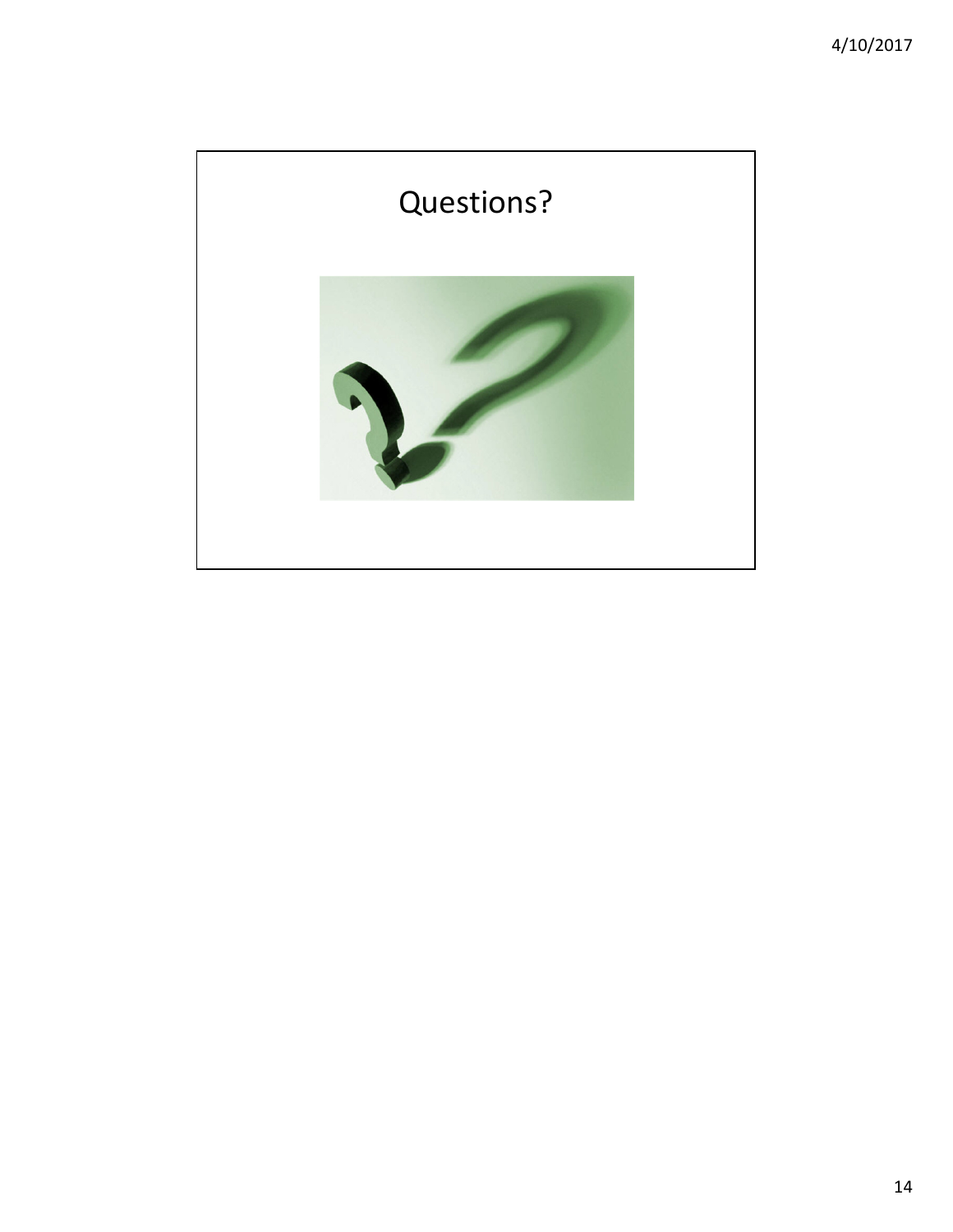# Questions?